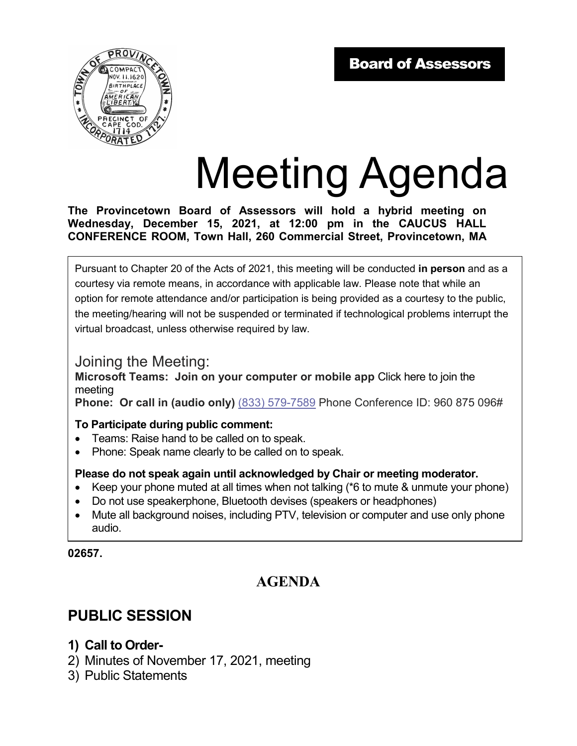**Board of Assessors**

# Meeting Agenda

**The Provincetown Board of Assessors will hold a hybrid meeting on Wednesday, December 15, 2021, at 12:00 pm in the CAUCUS HALL CONFERENCE ROOM, Town Hall, 260 Commercial Street, Provincetown, MA**

Pursuant to Chapter 20 of the Acts of 2021, this meeting will be conducted **in person** and as a courtesy via remote means, in accordance with applicable law. Please note that while an option for remote attendance and/or participation is being provided as a courtesy to the public, the meeting/hearing will not be suspended or terminated if technological problems interrupt the virtual broadcast, unless otherwise required by law.

Joining the Meeting:

**Microsoft Teams: Join on your computer or mobile app** Click here to join the meeting

**Phone: Or call in (audio only)** (833) 579-7589 Phone Conference ID: 960 875 096#

**To Participate during public comment:**

- Teams: Raise hand to be called on to speak.
- Phone: Speak name clearly to be called on to speak.

**Please do not speak again until acknowledged by Chair or meeting moderator.**

- Keep your phone muted at all times when not talking (*6 to mute & unmute your phone)
- Do not use speakerphone, Bluetooth devises (speakers or headphones)
- Mute all background noises, including PTV, television or computer and use only phone audio.

**02657.**

## AGENDA

## PUBLIC SESSION

1) **Call to Order-**
2) Minutes of November 17, 2021, meeting
3) Public Statements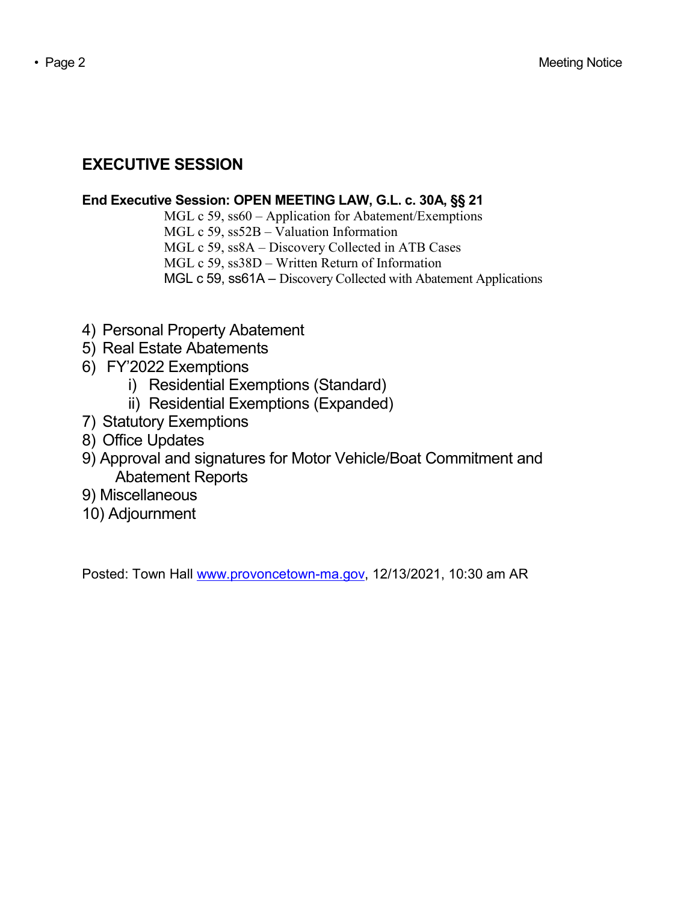## EXECUTIVE SESSION

**End Executive Session: OPEN MEETING LAW, G.L. c. 30A, §§ 21**

MGL c 59, ss60 – Application for Abatement/Exemptions
MGL c 59, ss52B – Valuation Information
MGL c 59, ss8A – Discovery Collected in ATB Cases
MGL c 59, ss38D – Written Return of Information
MGL c 59, ss61A – Discovery Collected with Abatement Applications

4) Personal Property Abatement
5) Real Estate Abatements
6) FY'2022 Exemptions
   i) Residential Exemptions (Standard)
   ii) Residential Exemptions (Expanded)
7) Statutory Exemptions
8) Office Updates
9) Approval and signatures for Motor Vehicle/Boat Commitment and Abatement Reports
9) Miscellaneous
10) Adjournment

Posted: Town Hall www.provoncetown-ma.gov, 12/13/2021, 10:30 am AR